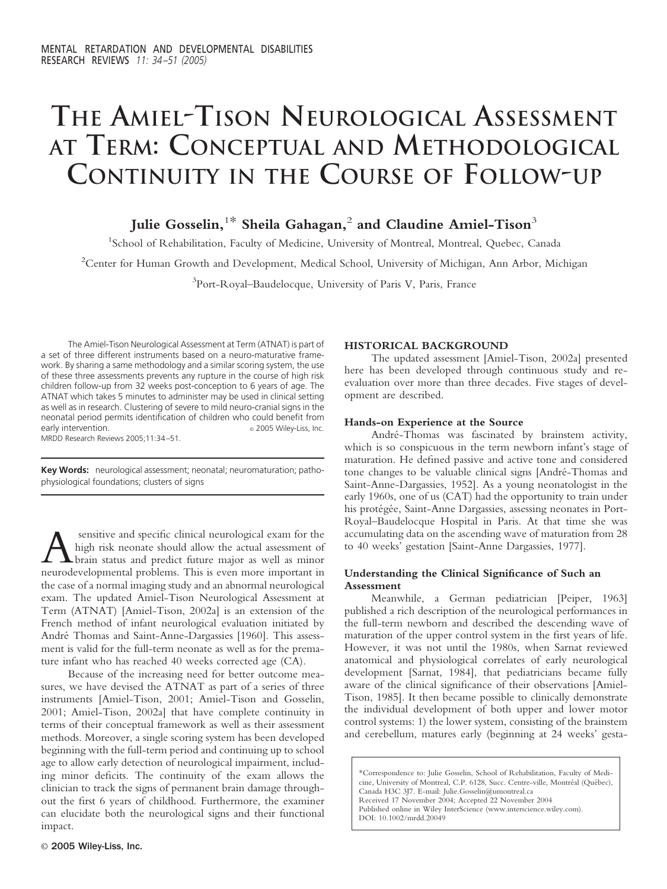# The Amiel-Tison Neurological Assessment at Term: Conceptual and Methodological Continuity in the Course of Follow-up

**Julie Gosselin,[1]* Sheila Gahagan,[2] and Claudine Amiel-Tison[3]**

[1]School of Rehabilitation, Faculty of Medicine, University of Montreal, Montreal, Quebec, Canada

[2]Center for Human Growth and Development, Medical School, University of Michigan, Ann Arbor, Michigan

[3]Port-Royal–Baudelocque, University of Paris V, Paris, France

The Amiel-Tison Neurological Assessment at Term (ATNAT) is part of a set of three different instruments based on a neuro-maturative framework. By sharing a same methodology and a similar scoring system, the use of these three assessments prevents any rupture in the course of high risk children follow-up from 32 weeks post-conception to 6 years of age. The ATNAT which takes 5 minutes to administer may be used in clinical setting as well as in research. Clustering of severe to mild neuro-cranial signs in the neonatal period permits identification of children who could benefit from early intervention. © 2005 Wiley-Liss, Inc.
MRDD Research Reviews 2005;11:34–51.

**Key Words:** neurological assessment; neonatal; neuromaturation; pathophysiological foundations; clusters of signs

A sensitive and specific clinical neurological exam for the high risk neonate should allow the actual assessment of brain status and predict future major as well as minor neurodevelopmental problems. This is even more important in the case of a normal imaging study and an abnormal neurological exam. The updated Amiel-Tison Neurological Assessment at Term (ATNAT) [Amiel-Tison, 2002a] is an extension of the French method of infant neurological evaluation initiated by André Thomas and Saint-Anne-Dargassies [1960]. This assessment is valid for the full-term neonate as well as for the premature infant who has reached 40 weeks corrected age (CA).

Because of the increasing need for better outcome measures, we have devised the ATNAT as part of a series of three instruments [Amiel-Tison, 2001; Amiel-Tison and Gosselin, 2001; Amiel-Tison, 2002a] that have complete continuity in terms of their conceptual framework as well as their assessment methods. Moreover, a single scoring system has been developed beginning with the full-term period and continuing up to school age to allow early detection of neurological impairment, including minor deficits. The continuity of the exam allows the clinician to track the signs of permanent brain damage throughout the first 6 years of childhood. Furthermore, the examiner can elucidate both the neurological signs and their functional impact.

## HISTORICAL BACKGROUND

The updated assessment [Amiel-Tison, 2002a] presented here has been developed through continuous study and reevaluation over more than three decades. Five stages of development are described.

### Hands-on Experience at the Source

André-Thomas was fascinated by brainstem activity, which is so conspicuous in the term newborn infant's stage of maturation. He defined passive and active tone and considered tone changes to be valuable clinical signs [André-Thomas and Saint-Anne-Dargassies, 1952]. As a young neonatologist in the early 1960s, one of us (CAT) had the opportunity to train under his protégée, Saint-Anne Dargassies, assessing neonates in Port-Royal–Baudelocque Hospital in Paris. At that time she was accumulating data on the ascending wave of maturation from 28 to 40 weeks' gestation [Saint-Anne Dargassies, 1977].

### Understanding the Clinical Significance of Such an Assessment

Meanwhile, a German pediatrician [Peiper, 1963] published a rich description of the neurological performances in the full-term newborn and described the descending wave of maturation of the upper control system in the first years of life. However, it was not until the 1980s, when Sarnat reviewed anatomical and physiological correlates of early neurological development [Sarnat, 1984], that pediatricians became fully aware of the clinical significance of their observations [Amiel-Tison, 1985]. It then became possible to clinically demonstrate the individual development of both upper and lower motor control systems: 1) the lower system, consisting of the brainstem and cerebellum, matures early (beginning at 24 weeks' gesta-

*Correspondence to: Julie Gosselin, School of Rehabilitation, Faculty of Medicine, University of Montreal, C.P. 6128, Succ. Centre-ville, Montréal (Québec), Canada H3C 3J7. E-mail: Julie.Gosselin@umontreal.ca
Received 17 November 2004; Accepted 22 November 2004
Published online in Wiley InterScience (www.interscience.wiley.com).
DOI: 10.1002/mrdd.20049

© 2005 Wiley-Liss, Inc.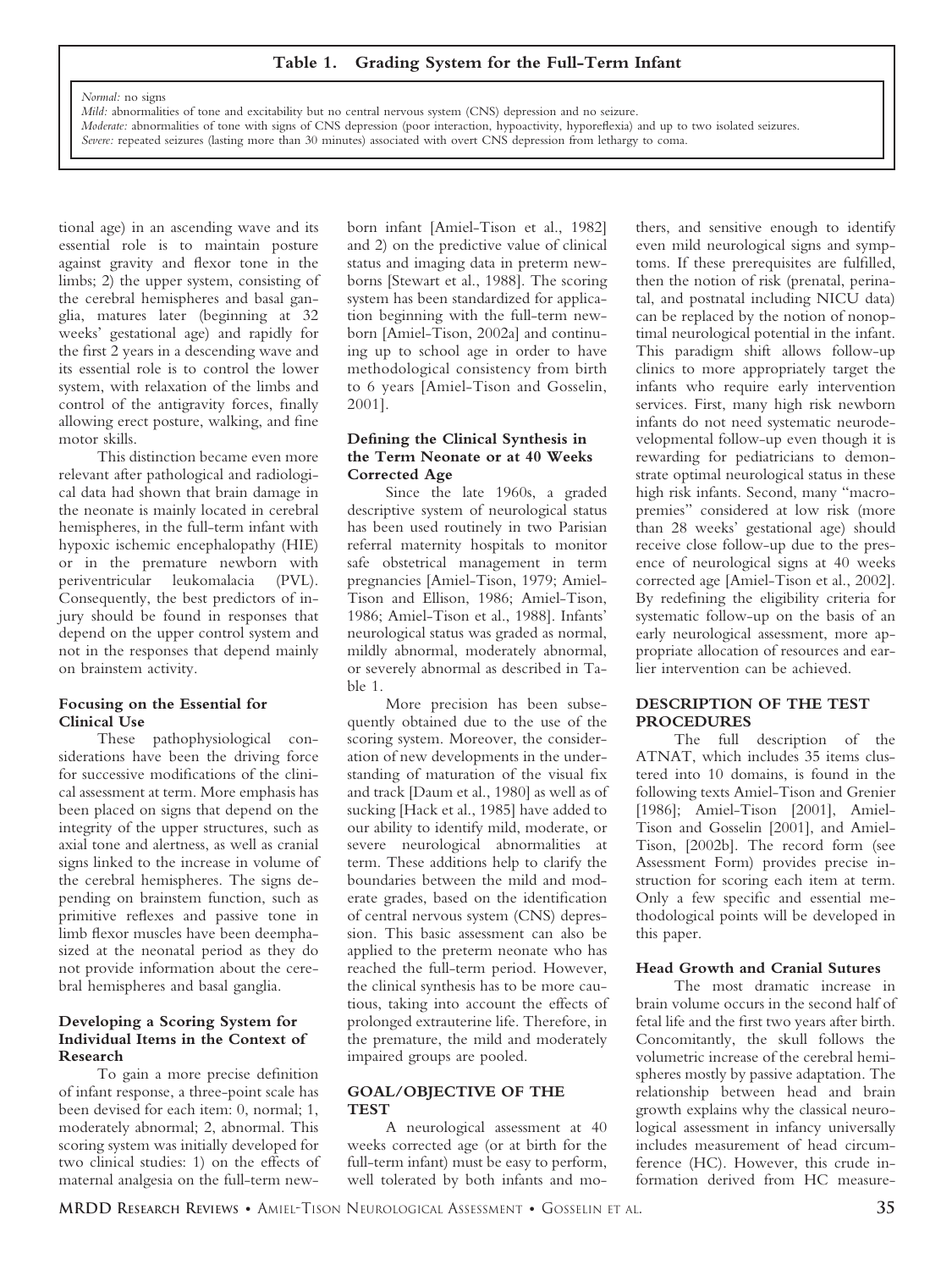**Table 1. Grading System for the Full-Term Infant**

*Normal:* no signs
*Mild:* abnormalities of tone and excitability but no central nervous system (CNS) depression and no seizure.
*Moderate:* abnormalities of tone with signs of CNS depression (poor interaction, hypoactivity, hyporeflexia) and up to two isolated seizures.
*Severe:* repeated seizures (lasting more than 30 minutes) associated with overt CNS depression from lethargy to coma.

tional age) in an ascending wave and its essential role is to maintain posture against gravity and flexor tone in the limbs; 2) the upper system, consisting of the cerebral hemispheres and basal ganglia, matures later (beginning at 32 weeks' gestational age) and rapidly for the first 2 years in a descending wave and its essential role is to control the lower system, with relaxation of the limbs and control of the antigravity forces, finally allowing erect posture, walking, and fine motor skills.

This distinction became even more relevant after pathological and radiological data had shown that brain damage in the neonate is mainly located in cerebral hemispheres, in the full-term infant with hypoxic ischemic encephalopathy (HIE) or in the premature newborn with periventricular leukomalacia (PVL). Consequently, the best predictors of injury should be found in responses that depend on the upper control system and not in the responses that depend mainly on brainstem activity.

**Focusing on the Essential for Clinical Use**

These pathophysiological considerations have been the driving force for successive modifications of the clinical assessment at term. More emphasis has been placed on signs that depend on the integrity of the upper structures, such as axial tone and alertness, as well as cranial signs linked to the increase in volume of the cerebral hemispheres. The signs depending on brainstem function, such as primitive reflexes and passive tone in limb flexor muscles have been deemphasized at the neonatal period as they do not provide information about the cerebral hemispheres and basal ganglia.

**Developing a Scoring System for Individual Items in the Context of Research**

To gain a more precise definition of infant response, a three-point scale has been devised for each item: 0, normal; 1, moderately abnormal; 2, abnormal. This scoring system was initially developed for two clinical studies: 1) on the effects of maternal analgesia on the full-term newborn infant [Amiel-Tison et al., 1982] and 2) on the predictive value of clinical status and imaging data in preterm newborns [Stewart et al., 1988]. The scoring system has been standardized for application beginning with the full-term newborn [Amiel-Tison, 2002a] and continuing up to school age in order to have methodological consistency from birth to 6 years [Amiel-Tison and Gosselin, 2001].

**Defining the Clinical Synthesis in the Term Neonate or at 40 Weeks Corrected Age**

Since the late 1960s, a graded descriptive system of neurological status has been used routinely in two Parisian referral maternity hospitals to monitor safe obstetrical management in term pregnancies [Amiel-Tison, 1979; Amiel-Tison and Ellison, 1986; Amiel-Tison, 1986; Amiel-Tison et al., 1988]. Infants' neurological status was graded as normal, mildly abnormal, moderately abnormal, or severely abnormal as described in Table 1.

More precision has been subsequently obtained due to the use of the scoring system. Moreover, the consideration of new developments in the understanding of maturation of the visual fix and track [Daum et al., 1980] as well as of sucking [Hack et al., 1985] have added to our ability to identify mild, moderate, or severe neurological abnormalities at term. These additions help to clarify the boundaries between the mild and moderate grades, based on the identification of central nervous system (CNS) depression. This basic assessment can also be applied to the preterm neonate who has reached the full-term period. However, the clinical synthesis has to be more cautious, taking into account the effects of prolonged extrauterine life. Therefore, in the premature, the mild and moderately impaired groups are pooled.

## GOAL/OBJECTIVE OF THE TEST

A neurological assessment at 40 weeks corrected age (or at birth for the full-term infant) must be easy to perform, well tolerated by both infants and mothers, and sensitive enough to identify even mild neurological signs and symptoms. If these prerequisites are fulfilled, then the notion of risk (prenatal, perinatal, and postnatal including NICU data) can be replaced by the notion of nonoptimal neurological potential in the infant. This paradigm shift allows follow-up clinics to more appropriately target the infants who require early intervention services. First, many high risk newborn infants do not need systematic neurodevelopmental follow-up even though it is rewarding for pediatricians to demonstrate optimal neurological status in these high risk infants. Second, many "macropremies" considered at low risk (more than 28 weeks' gestational age) should receive close follow-up due to the presence of neurological signs at 40 weeks corrected age [Amiel-Tison et al., 2002]. By redefining the eligibility criteria for systematic follow-up on the basis of an early neurological assessment, more appropriate allocation of resources and earlier intervention can be achieved.

## DESCRIPTION OF THE TEST PROCEDURES

The full description of the ATNAT, which includes 35 items clustered into 10 domains, is found in the following texts Amiel-Tison and Grenier [1986]; Amiel-Tison [2001], Amiel-Tison and Gosselin [2001], and Amiel-Tison, [2002b]. The record form (see Assessment Form) provides precise instruction for scoring each item at term. Only a few specific and essential methodological points will be developed in this paper.

**Head Growth and Cranial Sutures**

The most dramatic increase in brain volume occurs in the second half of fetal life and the first two years after birth. Concomitantly, the skull follows the volumetric increase of the cerebral hemispheres mostly by passive adaptation. The relationship between head and brain growth explains why the classical neurological assessment in infancy universally includes measurement of head circumference (HC). However, this crude information derived from HC measure-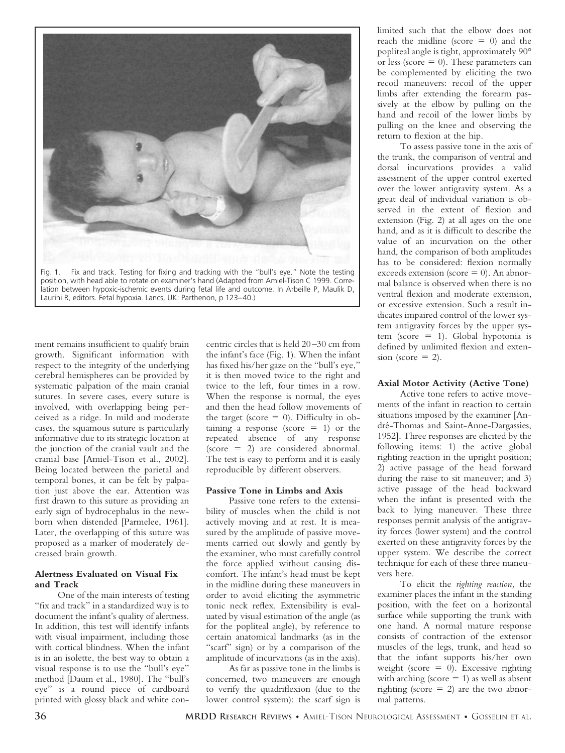Fig. 1. Fix and track. Testing for fixing and tracking with the "bull's eye." Note the testing position, with head able to rotate on examiner's hand (Adapted from Amiel-Tison C 1999. Correlation between hypoxic-ischemic events during fetal life and outcome. In Arbeille P, Maulik D, Laurini R, editors. Fetal hypoxia. Lancs, UK: Parthenon, p 123–40.)

ment remains insufficient to qualify brain growth. Significant information with respect to the integrity of the underlying cerebral hemispheres can be provided by systematic palpation of the main cranial sutures. In severe cases, every suture is involved, with overlapping being perceived as a ridge. In mild and moderate cases, the squamous suture is particularly informative due to its strategic location at the junction of the cranial vault and the cranial base [Amiel-Tison et al., 2002]. Being located between the parietal and temporal bones, it can be felt by palpation just above the ear. Attention was first drawn to this suture as providing an early sign of hydrocephalus in the newborn when distended [Parmelee, 1961]. Later, the overlapping of this suture was proposed as a marker of moderately decreased brain growth.

### Alertness Evaluated on Visual Fix and Track

One of the main interests of testing "fix and track" in a standardized way is to document the infant's quality of alertness. In addition, this test will identify infants with visual impairment, including those with cortical blindness. When the infant is in an isolette, the best way to obtain a visual response is to use the "bull's eye" method [Daum et al., 1980]. The "bull's eye" is a round piece of cardboard printed with glossy black and white concentric circles that is held 20–30 cm from the infant's face (Fig. 1). When the infant has fixed his/her gaze on the "bull's eye," it is then moved twice to the right and twice to the left, four times in a row. When the response is normal, the eyes and then the head follow movements of the target (score = 0). Difficulty in obtaining a response (score = 1) or the repeated absence of any response (score = 2) are considered abnormal. The test is easy to perform and it is easily reproducible by different observers.

### Passive Tone in Limbs and Axis

Passive tone refers to the extensibility of muscles when the child is not actively moving and at rest. It is measured by the amplitude of passive movements carried out slowly and gently by the examiner, who must carefully control the force applied without causing discomfort. The infant's head must be kept in the midline during these maneuvers in order to avoid eliciting the asymmetric tonic neck reflex. Extensibility is evaluated by visual estimation of the angle (as for the popliteal angle), by reference to certain anatomical landmarks (as in the "scarf" sign) or by a comparison of the amplitude of incurvations (as in the axis).

As far as passive tone in the limbs is concerned, two maneuvers are enough to verify the quadriflexion (due to the lower control system): the scarf sign is limited such that the elbow does not reach the midline (score = 0) and the popliteal angle is tight, approximately 90° or less (score = 0). These parameters can be complemented by eliciting the two recoil maneuvers: recoil of the upper limbs after extending the forearm passively at the elbow by pulling on the hand and recoil of the lower limbs by pulling on the knee and observing the return to flexion at the hip.

To assess passive tone in the axis of the trunk, the comparison of ventral and dorsal incurvations provides a valid assessment of the upper control exerted over the lower antigravity system. As a great deal of individual variation is observed in the extent of flexion and extension (Fig. 2) at all ages on the one hand, and as it is difficult to describe the value of an incurvation on the other hand, the comparison of both amplitudes has to be considered: flexion normally exceeds extension (score = 0). An abnormal balance is observed when there is no ventral flexion and moderate extension, or excessive extension. Such a result indicates impaired control of the lower system antigravity forces by the upper system (score = 1). Global hypotonia is defined by unlimited flexion and extension (score = 2).

### Axial Motor Activity (Active Tone)

Active tone refers to active movements of the infant in reaction to certain situations imposed by the examiner [André-Thomas and Saint-Anne-Dargassies, 1952]. Three responses are elicited by the following items: 1) the active global righting reaction in the upright position; 2) active passage of the head forward during the raise to sit maneuver; and 3) active passage of the head backward when the infant is presented with the back to lying maneuver. These three responses permit analysis of the antigravity forces (lower system) and the control exerted on these antigravity forces by the upper system. We describe the correct technique for each of these three maneuvers here.

To elicit the *righting reaction,* the examiner places the infant in the standing position, with the feet on a horizontal surface while supporting the trunk with one hand. A normal mature response consists of contraction of the extensor muscles of the legs, trunk, and head so that the infant supports his/her own weight (score = 0). Excessive righting with arching (score = 1) as well as absent righting (score = 2) are the two abnormal patterns.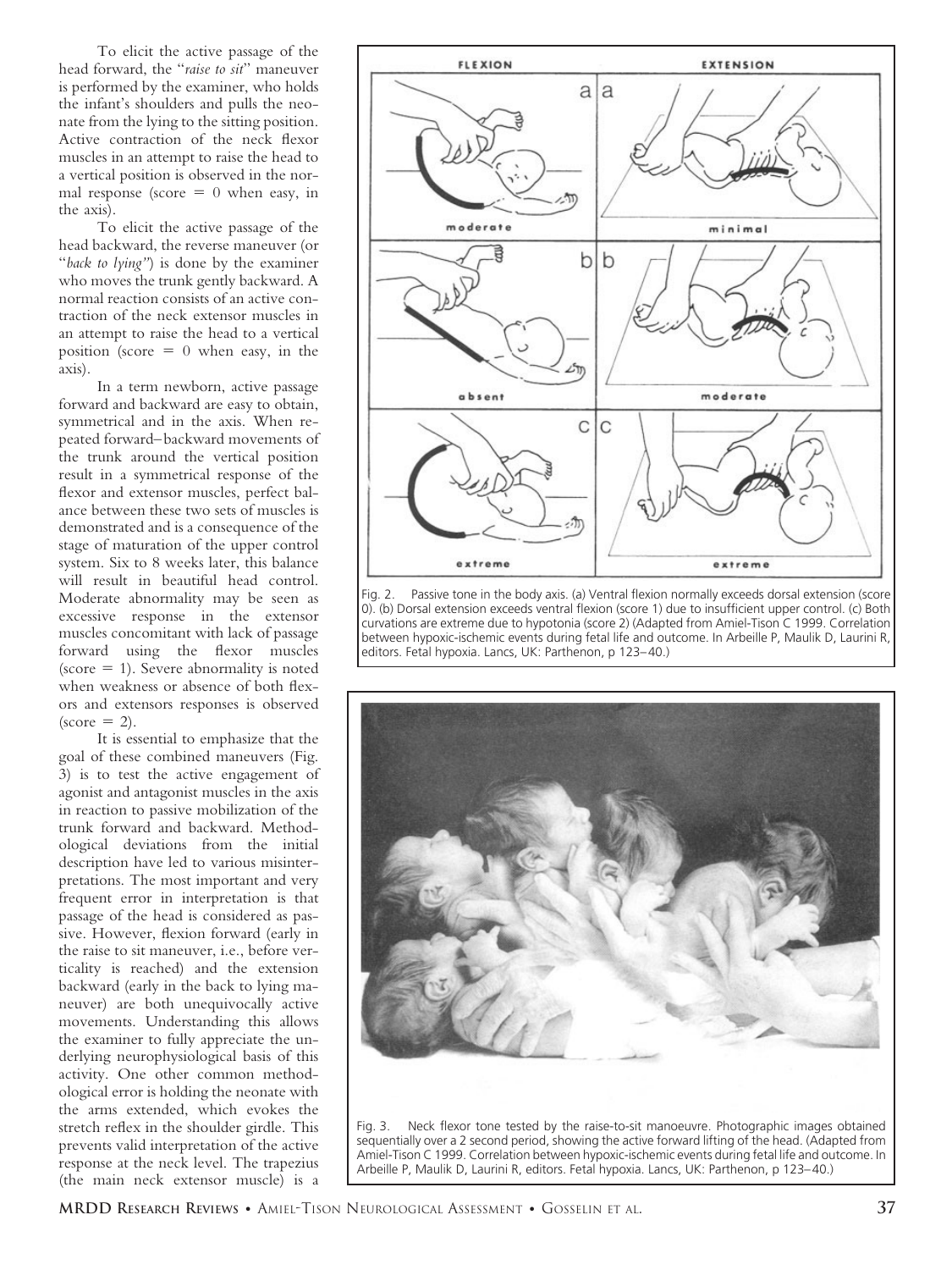To elicit the active passage of the head forward, the "*raise to sit*" maneuver is performed by the examiner, who holds the infant's shoulders and pulls the neonate from the lying to the sitting position. Active contraction of the neck flexor muscles in an attempt to raise the head to a vertical position is observed in the normal response (score = 0 when easy, in the axis).

To elicit the active passage of the head backward, the reverse maneuver (or "*back to lying*") is done by the examiner who moves the trunk gently backward. A normal reaction consists of an active contraction of the neck extensor muscles in an attempt to raise the head to a vertical position (score = 0 when easy, in the axis).

In a term newborn, active passage forward and backward are easy to obtain, symmetrical and in the axis. When repeated forward–backward movements of the trunk around the vertical position result in a symmetrical response of the flexor and extensor muscles, perfect balance between these two sets of muscles is demonstrated and is a consequence of the stage of maturation of the upper control system. Six to 8 weeks later, this balance will result in beautiful head control. Moderate abnormality may be seen as excessive response in the extensor muscles concomitant with lack of passage forward using the flexor muscles (score = 1). Severe abnormality is noted when weakness or absence of both flexors and extensors responses is observed (score = 2).

It is essential to emphasize that the goal of these combined maneuvers (Fig. 3) is to test the active engagement of agonist and antagonist muscles in the axis in reaction to passive mobilization of the trunk forward and backward. Methodological deviations from the initial description have led to various misinterpretations. The most important and very frequent error in interpretation is that passage of the head is considered as passive. However, flexion forward (early in the raise to sit maneuver, i.e., before verticality is reached) and the extension backward (early in the back to lying maneuver) are both unequivocally active movements. Understanding this allows the examiner to fully appreciate the underlying neurophysiological basis of this activity. One other common methodological error is holding the neonate with the arms extended, which evokes the stretch reflex in the shoulder girdle. This prevents valid interpretation of the active response at the neck level. The trapezius (the main neck extensor muscle) is a

Fig. 2. Passive tone in the body axis. (a) Ventral flexion normally exceeds dorsal extension (score 0). (b) Dorsal extension exceeds ventral flexion (score 1) due to insufficient upper control. (c) Both curvations are extreme due to hypotonia (score 2) (Adapted from Amiel-Tison C 1999. Correlation between hypoxic-ischemic events during fetal life and outcome. In Arbeille P, Maulik D, Laurini R, editors. Fetal hypoxia. Lancs, UK: Parthenon, p 123–40.)

Fig. 3. Neck flexor tone tested by the raise-to-sit manoeuvre. Photographic images obtained sequentially over a 2 second period, showing the active forward lifting of the head. (Adapted from Amiel-Tison C 1999. Correlation between hypoxic-ischemic events during fetal life and outcome. In Arbeille P, Maulik D, Laurini R, editors. Fetal hypoxia. Lancs, UK: Parthenon, p 123–40.)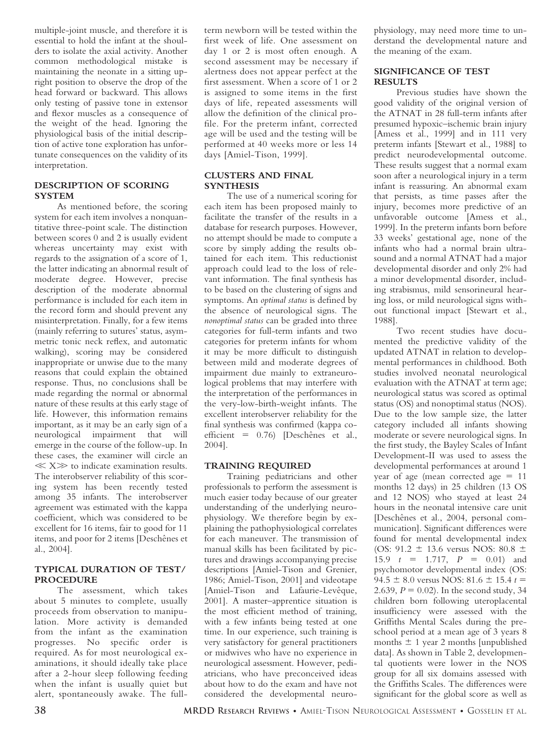multiple-joint muscle, and therefore it is essential to hold the infant at the shoulders to isolate the axial activity. Another common methodological mistake is maintaining the neonate in a sitting upright position to observe the drop of the head forward or backward. This allows only testing of passive tone in extensor and flexor muscles as a consequence of the weight of the head. Ignoring the physiological basis of the initial description of active tone exploration has unfortunate consequences on the validity of its interpretation.

## DESCRIPTION OF SCORING SYSTEM

As mentioned before, the scoring system for each item involves a nonquantitative three-point scale. The distinction between scores 0 and 2 is usually evident whereas uncertainty may exist with regards to the assignation of a score of 1, the latter indicating an abnormal result of moderate degree. However, precise description of the moderate abnormal performance is included for each item in the record form and should prevent any misinterpretation. Finally, for a few items (mainly referring to sutures' status, asymmetric tonic neck reflex, and automatic walking), scoring may be considered inappropriate or unwise due to the many reasons that could explain the obtained response. Thus, no conclusions shall be made regarding the normal or abnormal nature of these results at this early stage of life. However, this information remains important, as it may be an early sign of a neurological impairment that will emerge in the course of the follow-up. In these cases, the examiner will circle an ≪ X≫ to indicate examination results. The interobserver reliability of this scoring system has been recently tested among 35 infants. The interobserver agreement was estimated with the kappa coefficient, which was considered to be excellent for 16 items, fair to good for 11 items, and poor for 2 items [Deschênes et al., 2004].

## TYPICAL DURATION OF TEST/ PROCEDURE

The assessment, which takes about 5 minutes to complete, usually proceeds from observation to manipulation. More activity is demanded from the infant as the examination progresses. No specific order is required. As for most neurological examinations, it should ideally take place after a 2-hour sleep following feeding when the infant is usually quiet but alert, spontaneously awake. The full-term newborn will be tested within the first week of life. One assessment on day 1 or 2 is most often enough. A second assessment may be necessary if alertness does not appear perfect at the first assessment. When a score of 1 or 2 is assigned to some items in the first days of life, repeated assessments will allow the definition of the clinical profile. For the preterm infant, corrected age will be used and the testing will be performed at 40 weeks more or less 14 days [Amiel-Tison, 1999].

## CLUSTERS AND FINAL SYNTHESIS

The use of a numerical scoring for each item has been proposed mainly to facilitate the transfer of the results in a database for research purposes. However, no attempt should be made to compute a score by simply adding the results obtained for each item. This reductionist approach could lead to the loss of relevant information. The final synthesis has to be based on the clustering of signs and symptoms. An *optimal status* is defined by the absence of neurological signs. The *nonoptimal status* can be graded into three categories for full-term infants and two categories for preterm infants for whom it may be more difficult to distinguish between mild and moderate degrees of impairment due mainly to extraneurological problems that may interfere with the interpretation of the performances in the very-low-birth-weight infants. The excellent interobserver reliability for the final synthesis was confirmed (kappa coefficient = 0.76) [Deschênes et al., 2004].

## TRAINING REQUIRED

Training pediatricians and other professionals to perform the assessment is much easier today because of our greater understanding of the underlying neurophysiology. We therefore begin by explaining the pathophysiological correlates for each maneuver. The transmission of manual skills has been facilitated by pictures and drawings accompanying precise descriptions [Amiel-Tison and Grenier, 1986; Amiel-Tison, 2001] and videotape [Amiel-Tison and Lafaurie-Levêque, 2001]. A master–apprentice situation is the most efficient method of training, with a few infants being tested at one time. In our experience, such training is very satisfactory for general practitioners or midwives who have no experience in neurological assessment. However, pediatricians, who have preconceived ideas about how to do the exam and have not considered the developmental neurophysiology, may need more time to understand the developmental nature and the meaning of the exam.

## SIGNIFICANCE OF TEST RESULTS

Previous studies have shown the good validity of the original version of the ATNAT in 28 full-term infants after presumed hypoxic–ischemic brain injury [Amess et al., 1999] and in 111 very preterm infants [Stewart et al., 1988] to predict neurodevelopmental outcome. These results suggest that a normal exam soon after a neurological injury in a term infant is reassuring. An abnormal exam that persists, as time passes after the injury, becomes more predictive of an unfavorable outcome [Amess et al., 1999]. In the preterm infants born before 33 weeks' gestational age, none of the infants who had a normal brain ultrasound and a normal ATNAT had a major developmental disorder and only 2% had a minor developmental disorder, including strabismus, mild sensorineural hearing loss, or mild neurological signs without functional impact [Stewart et al., 1988].

Two recent studies have documented the predictive validity of the updated ATNAT in relation to developmental performances in childhood. Both studies involved neonatal neurological evaluation with the ATNAT at term age; neurological status was scored as optimal status (OS) and nonoptimal status (NOS). Due to the low sample size, the latter category included all infants showing moderate or severe neurological signs. In the first study, the Bayley Scales of Infant Development-II was used to assess the developmental performances at around 1 year of age (mean corrected age = 11 months 12 days) in 25 children (13 OS and 12 NOS) who stayed at least 24 hours in the neonatal intensive care unit [Deschênes et al., 2004, personal communication]. Significant differences were found for mental developmental index (OS: 91.2 ± 13.6 versus NOS: 80.8 ± 15.9 $t$ = 1.717, $P$ = 0.01) and psychomotor developmental index (OS: 94.5 ± 8.0 versus NOS: 81.6 ± 15.4 $t$ = 2.639, $P$ = 0.02). In the second study, 34 children born following uteroplacental insufficiency were assessed with the Griffiths Mental Scales during the preschool period at a mean age of 3 years 8 months ± 1 year 2 months [unpublished data]. As shown in Table 2, developmental quotients were lower in the NOS group for all six domains assessed with the Griffiths Scales. The differences were significant for the global score as well as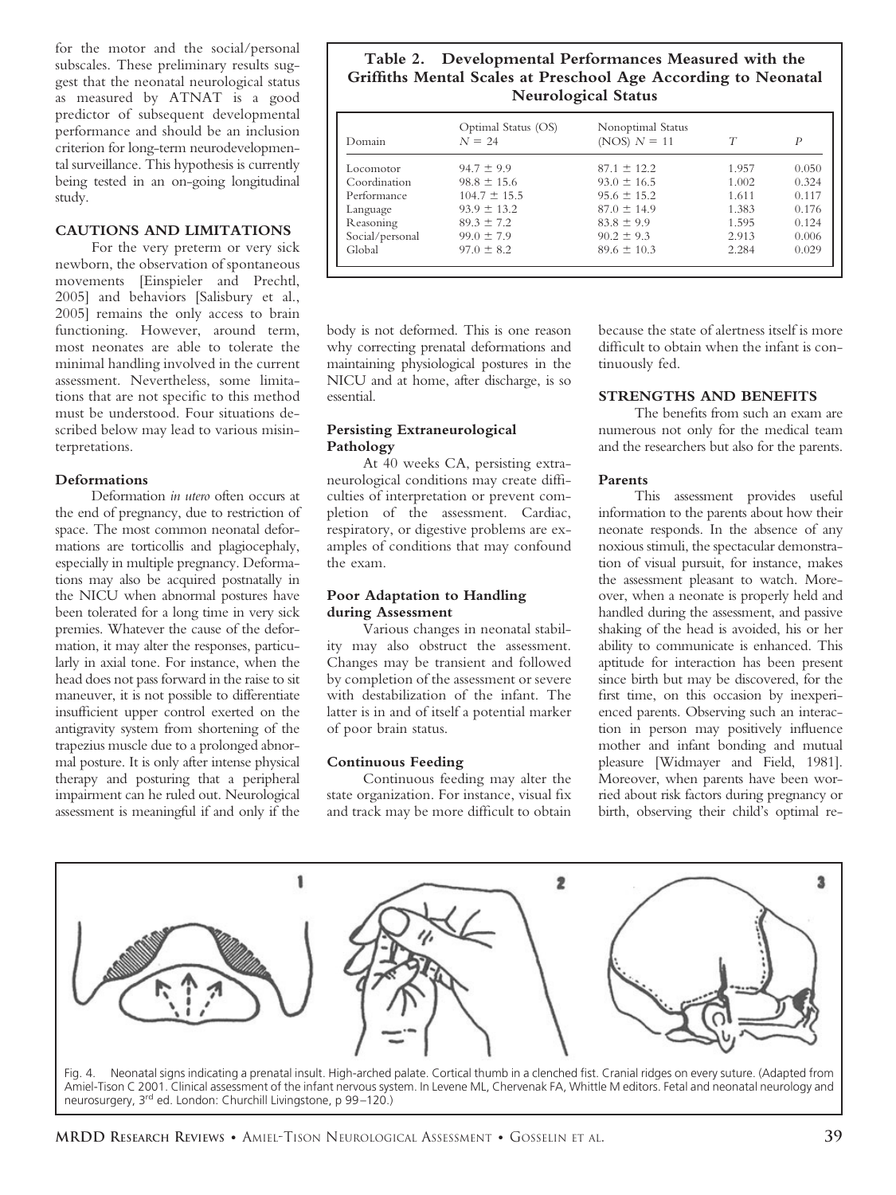for the motor and the social/personal subscales. These preliminary results suggest that the neonatal neurological status as measured by ATNAT is a good predictor of subsequent developmental performance and should be an inclusion criterion for long-term neurodevelopmental surveillance. This hypothesis is currently being tested in an on-going longitudinal study.

**Table 2. Developmental Performances Measured with the Griffiths Mental Scales at Preschool Age According to Neonatal Neurological Status**

| Domain | Optimal Status (OS) $N = 24$ | Nonoptimal Status (NOS) $N = 11$ | $T$ | $P$ |
|---|---|---|---|---|
| Locomotor | 94.7 ± 9.9 | 87.1 ± 12.2 | 1.957 | 0.050 |
| Coordination | 98.8 ± 15.6 | 93.0 ± 16.5 | 1.002 | 0.324 |
| Performance | 104.7 ± 15.5 | 95.6 ± 15.2 | 1.611 | 0.117 |
| Language | 93.9 ± 13.2 | 87.0 ± 14.9 | 1.383 | 0.176 |
| Reasoning | 89.3 ± 7.2 | 83.8 ± 9.9 | 1.595 | 0.124 |
| Social/personal | 99.0 ± 7.9 | 90.2 ± 9.3 | 2.913 | 0.006 |
| Global | 97.0 ± 8.2 | 89.6 ± 10.3 | 2.284 | 0.029 |

## CAUTIONS AND LIMITATIONS

For the very preterm or very sick newborn, the observation of spontaneous movements [Einspieler and Prechtl, 2005] and behaviors [Salisbury et al., 2005] remains the only access to brain functioning. However, around term, most neonates are able to tolerate the minimal handling involved in the current assessment. Nevertheless, some limitations that are not specific to this method must be understood. Four situations described below may lead to various misinterpretations.

### Deformations

Deformation *in utero* often occurs at the end of pregnancy, due to restriction of space. The most common neonatal deformations are torticollis and plagiocephaly, especially in multiple pregnancy. Deformations may also be acquired postnatally in the NICU when abnormal postures have been tolerated for a long time in very sick premies. Whatever the cause of the deformation, it may alter the responses, particularly in axial tone. For instance, when the head does not pass forward in the raise to sit maneuver, it is not possible to differentiate insufficient upper control exerted on the antigravity system from shortening of the trapezius muscle due to a prolonged abnormal posture. It is only after intense physical therapy and posturing that a peripheral impairment can he ruled out. Neurological assessment is meaningful if and only if the body is not deformed. This is one reason why correcting prenatal deformations and maintaining physiological postures in the NICU and at home, after discharge, is so essential.

### Persisting Extraneurological Pathology

At 40 weeks CA, persisting extraneurological conditions may create difficulties of interpretation or prevent completion of the assessment. Cardiac, respiratory, or digestive problems are examples of conditions that may confound the exam.

### Poor Adaptation to Handling during Assessment

Various changes in neonatal stability may also obstruct the assessment. Changes may be transient and followed by completion of the assessment or severe with destabilization of the infant. The latter is in and of itself a potential marker of poor brain status.

### Continuous Feeding

Continuous feeding may alter the state organization. For instance, visual fix and track may be more difficult to obtain because the state of alertness itself is more difficult to obtain when the infant is continuously fed.

## STRENGTHS AND BENEFITS

The benefits from such an exam are numerous not only for the medical team and the researchers but also for the parents.

### Parents

This assessment provides useful information to the parents about how their neonate responds. In the absence of any noxious stimuli, the spectacular demonstration of visual pursuit, for instance, makes the assessment pleasant to watch. Moreover, when a neonate is properly held and handled during the assessment, and passive shaking of the head is avoided, his or her ability to communicate is enhanced. This aptitude for interaction has been present since birth but may be discovered, for the first time, on this occasion by inexperienced parents. Observing such an interaction in person may positively influence mother and infant bonding and mutual pleasure [Widmayer and Field, 1981]. Moreover, when parents have been worried about risk factors during pregnancy or birth, observing their child's optimal re-

1 2 3

Fig. 4. Neonatal signs indicating a prenatal insult. High-arched palate. Cortical thumb in a clenched fist. Cranial ridges on every suture. (Adapted from Amiel-Tison C 2001. Clinical assessment of the infant nervous system. In Levene ML, Chervenak FA, Whittle M editors. Fetal and neonatal neurology and neurosurgery, 3rd ed. London: Churchill Livingstone, p 99–120.)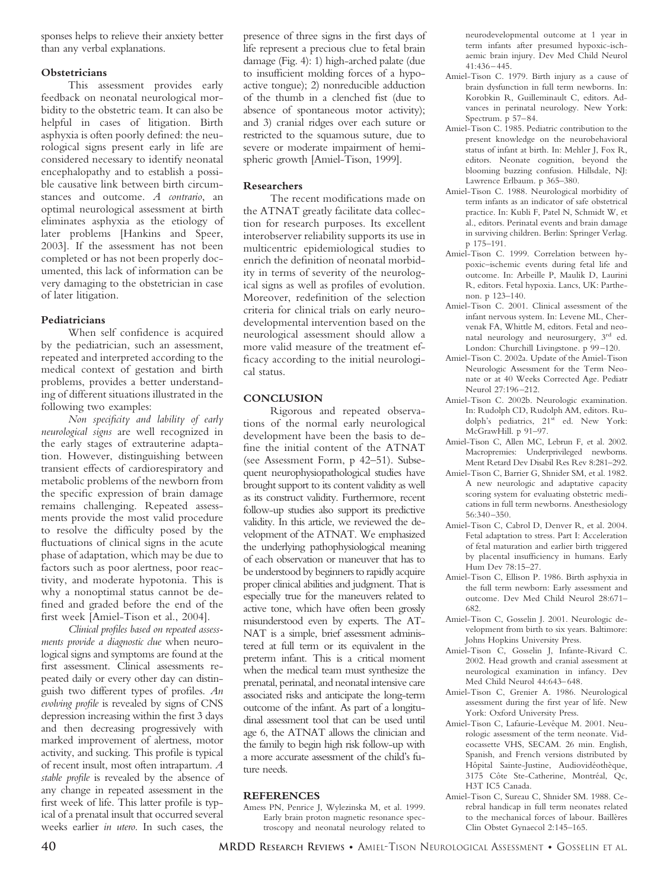sponses helps to relieve their anxiety better than any verbal explanations.

### Obstetricians

This assessment provides early feedback on neonatal neurological morbidity to the obstetric team. It can also be helpful in cases of litigation. Birth asphyxia is often poorly defined: the neurological signs present early in life are considered necessary to identify neonatal encephalopathy and to establish a possible causative link between birth circumstances and outcome. *A contrario*, an optimal neurological assessment at birth eliminates asphyxia as the etiology of later problems [Hankins and Speer, 2003]. If the assessment has not been completed or has not been properly documented, this lack of information can be very damaging to the obstetrician in case of later litigation.

### Pediatricians

When self confidence is acquired by the pediatrician, such an assessment, repeated and interpreted according to the medical context of gestation and birth problems, provides a better understanding of different situations illustrated in the following two examples:

*Non specificity and lability of early neurological signs* are well recognized in the early stages of extrauterine adaptation. However, distinguishing between transient effects of cardiorespiratory and metabolic problems of the newborn from the specific expression of brain damage remains challenging. Repeated assessments provide the most valid procedure to resolve the difficulty posed by the fluctuations of clinical signs in the acute phase of adaptation, which may be due to factors such as poor alertness, poor reactivity, and moderate hypotonia. This is why a nonoptimal status cannot be defined and graded before the end of the first week [Amiel-Tison et al., 2004].

*Clinical profiles based on repeated assessments provide a diagnostic clue* when neurological signs and symptoms are found at the first assessment. Clinical assessments repeated daily or every other day can distinguish two different types of profiles. *An evolving profile* is revealed by signs of CNS depression increasing within the first 3 days and then decreasing progressively with marked improvement of alertness, motor activity, and sucking. This profile is typical of recent insult, most often intrapartum. *A stable profile* is revealed by the absence of any change in repeated assessment in the first week of life. This latter profile is typical of a prenatal insult that occurred several weeks earlier *in utero*. In such cases, the presence of three signs in the first days of life represent a precious clue to fetal brain damage (Fig. 4): 1) high-arched palate (due to insufficient molding forces of a hypoactive tongue); 2) nonreducible adduction of the thumb in a clenched fist (due to absence of spontaneous motor activity); and 3) cranial ridges over each suture or restricted to the squamous suture, due to severe or moderate impairment of hemispheric growth [Amiel-Tison, 1999].

### Researchers

The recent modifications made on the ATNAT greatly facilitate data collection for research purposes. Its excellent interobserver reliability supports its use in multicentric epidemiological studies to enrich the definition of neonatal morbidity in terms of severity of the neurological signs as well as profiles of evolution. Moreover, redefinition of the selection criteria for clinical trials on early neurodevelopmental intervention based on the neurological assessment should allow a more valid measure of the treatment efficacy according to the initial neurological status.

## CONCLUSION

Rigorous and repeated observations of the normal early neurological development have been the basis to define the initial content of the ATNAT (see Assessment Form, p 42–51). Subsequent neurophysiopathological studies have brought support to its content validity as well as its construct validity. Furthermore, recent follow-up studies also support its predictive validity. In this article, we reviewed the development of the ATNAT. We emphasized the underlying pathophysiological meaning of each observation or maneuver that has to be understood by beginners to rapidly acquire proper clinical abilities and judgment. That is especially true for the maneuvers related to active tone, which have often been grossly misunderstood even by experts. The ATNAT is a simple, brief assessment administered at full term or its equivalent in the preterm infant. This is a critical moment when the medical team must synthesize the prenatal, perinatal, and neonatal intensive care associated risks and anticipate the long-term outcome of the infant. As part of a longitudinal assessment tool that can be used until age 6, the ATNAT allows the clinician and the family to begin high risk follow-up with a more accurate assessment of the child's future needs.

## REFERENCES

Amess PN, Penrice J, Wylezinska M, et al. 1999. Early brain proton magnetic resonance spectroscopy and neonatal neurology related to neurodevelopmental outcome at 1 year in term infants after presumed hypoxic-ischaemic brain injury. Dev Med Child Neurol 41:436–445.

Amiel-Tison C. 1979. Birth injury as a cause of brain dysfunction in full term newborns. In: Korobkin R, Guilleminault C, editors. Advances in perinatal neurology. New York: Spectrum. p 57–84.

Amiel-Tison C. 1985. Pediatric contribution to the present knowledge on the neurobehavioral status of infant at birth. In: Mehler J, Fox R, editors. Neonate cognition, beyond the blooming buzzing confusion. Hillsdale, NJ: Lawrence Erlbaum. p 365–380.

Amiel-Tison C. 1988. Neurological morbidity of term infants as an indicator of safe obstetrical practice. In: Kubli F, Patel N, Schmidt W, et al., editors. Perinatal events and brain damage in surviving children. Berlin: Springer Verlag. p 175–191.

Amiel-Tison C. 1999. Correlation between hypoxic–ischemic events during fetal life and outcome. In: Arbeille P, Maulik D, Laurini R, editors. Fetal hypoxia. Lancs, UK: Parthenon. p 123–140.

Amiel-Tison C. 2001. Clinical assessment of the infant nervous system. In: Levene ML, Chervenak FA, Whittle M, editors. Fetal and neonatal neurology and neurosurgery, 3rd ed. London: Churchill Livingstone. p 99–120.

Amiel-Tison C. 2002a. Update of the Amiel-Tison Neurologic Assessment for the Term Neonate or at 40 Weeks Corrected Age. Pediatr Neurol 27:196–212.

Amiel-Tison C. 2002b. Neurologic examination. In: Rudolph CD, Rudolph AM, editors. Rudolph's pediatrics, 21st ed. New York: McGrawHill. p 91–97.

Amiel-Tison C, Allen MC, Lebrun F, et al. 2002. Macropremies: Underprivileged newborns. Ment Retard Dev Disabil Res Rev 8:281–292.

Amiel-Tison C, Barrier G, Shnider SM, et al. 1982. A new neurologic and adaptative capacity scoring system for evaluating obstetric medications in full term newborns. Anesthesiology 56:340–350.

Amiel-Tison C, Cabrol D, Denver R, et al. 2004. Fetal adaptation to stress. Part I: Acceleration of fetal maturation and earlier birth triggered by placental insufficiency in humans. Early Hum Dev 78:15–27.

Amiel-Tison C, Ellison P. 1986. Birth asphyxia in the full term newborn: Early assessment and outcome. Dev Med Child Neurol 28:671–682.

Amiel-Tison C, Gosselin J. 2001. Neurologic development from birth to six years. Baltimore: Johns Hopkins University Press.

Amiel-Tison C, Gosselin J, Infante-Rivard C. 2002. Head growth and cranial assessment at neurological examination in infancy. Dev Med Child Neurol 44:643–648.

Amiel-Tison C, Grenier A. 1986. Neurological assessment during the first year of life. New York: Oxford University Press.

Amiel-Tison C, Lafaurie-Levêque M. 2001. Neurologic assessment of the term neonate. Videocassette VHS, SECAM. 26 min. English, Spanish, and French versions distributed by Hôpital Sainte-Justine, Audiovidéothèque, 3175 Côte Ste-Catherine, Montréal, Qc, H3T IC5 Canada.

Amiel-Tison C, Sureau C, Shnider SM. 1988. Cerebral handicap in full term neonates related to the mechanical forces of labour. Baillères Clin Obstet Gynaecol 2:145–165.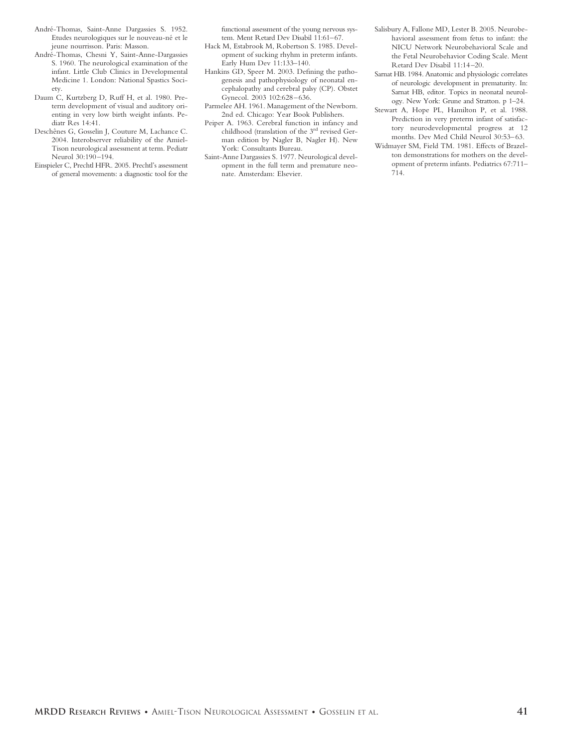André-Thomas, Saint-Anne Dargassies S. 1952. Etudes neurologiques sur le nouveau-né et le jeune nourrisson. Paris: Masson.

André-Thomas, Chesni Y, Saint-Anne-Dargassies S. 1960. The neurological examination of the infant. Little Club Clinics in Developmental Medicine 1. London: National Spastics Society.

Daum C, Kurtzberg D, Ruff H, et al. 1980. Preterm development of visual and auditory orienting in very low birth weight infants. Pediatr Res 14:41.

Deschênes G, Gosselin J, Couture M, Lachance C. 2004. Interobserver reliability of the Amiel-Tison neurological assessment at term. Pediatr Neurol 30:190–194.

Einspieler C, Prechtl HFR. 2005. Prechtl's assessment of general movements: a diagnostic tool for the functional assessment of the young nervous system. Ment Retard Dev Disabil 11:61–67.

Hack M, Estabrook M, Robertson S. 1985. Development of sucking rhythm in preterm infants. Early Hum Dev 11:133–140.

Hankins GD, Speer M. 2003. Defining the pathogenesis and pathophysiology of neonatal encephalopathy and cerebral palsy (CP). Obstet Gynecol. 2003 102:628–636.

Parmelee AH. 1961. Management of the Newborn. 2nd ed. Chicago: Year Book Publishers.

Peiper A. 1963. Cerebral function in infancy and childhood (translation of the 3rd revised German edition by Nagler B, Nagler H). New York: Consultants Bureau.

Saint-Anne Dargassies S. 1977. Neurological development in the full term and premature neonate. Amsterdam: Elsevier.

Salisbury A, Fallone MD, Lester B. 2005. Neurobehavioral assessment from fetus to infant: the NICU Network Neurobehavioral Scale and the Fetal Neurobehavior Coding Scale. Ment Retard Dev Disabil 11:14–20.

Sarnat HB. 1984. Anatomic and physiologic correlates of neurologic development in prematurity. In: Sarnat HB, editor. Topics in neonatal neurology. New York: Grune and Stratton. p 1–24.

Stewart A, Hope PL, Hamilton P, et al. 1988. Prediction in very preterm infant of satisfactory neurodevelopmental progress at 12 months. Dev Med Child Neurol 30:53–63.

Widmayer SM, Field TM. 1981. Effects of Brazelton demonstrations for mothers on the development of preterm infants. Pediatrics 67:711–714.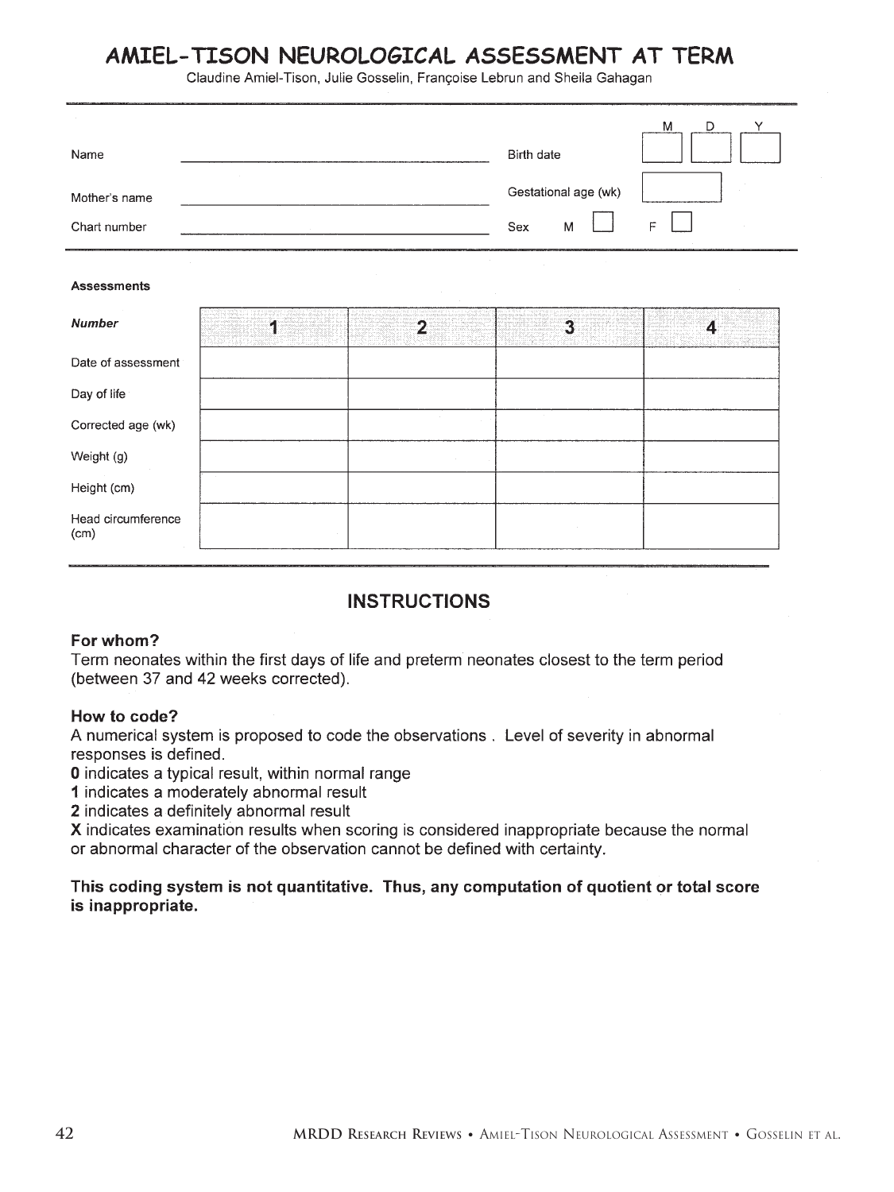# AMIEL-TISON NEUROLOGICAL ASSESSMENT AT TERM

Claudine Amiel-Tison, Julie Gosselin, Françoise Lebrun and Sheila Gahagan

| | | | |
|---|---|---|---|
| Name | | Birth date | M D Y |
| Mother's name | | Gestational age (wk) | |
| Chart number | | Sex | M ☐ F ☐ |

**Assessments**

| ***Number*** | **1** | **2** | **3** | **4** |
|---|---|---|---|---|
| Date of assessment | | | | |
| Day of life | | | | |
| Corrected age (wk) | | | | |
| Weight (g) | | | | |
| Height (cm) | | | | |
| Head circumference (cm) | | | | |

## INSTRUCTIONS

**For whom?**

Term neonates within the first days of life and preterm neonates closest to the term period (between 37 and 42 weeks corrected).

**How to code?**

A numerical system is proposed to code the observations . Level of severity in abnormal responses is defined.

**0** indicates a typical result, within normal range

**1** indicates a moderately abnormal result

**2** indicates a definitely abnormal result

**X** indicates examination results when scoring is considered inappropriate because the normal or abnormal character of the observation cannot be defined with certainty.

**This coding system is not quantitative. Thus, any computation of quotient or total score is inappropriate.**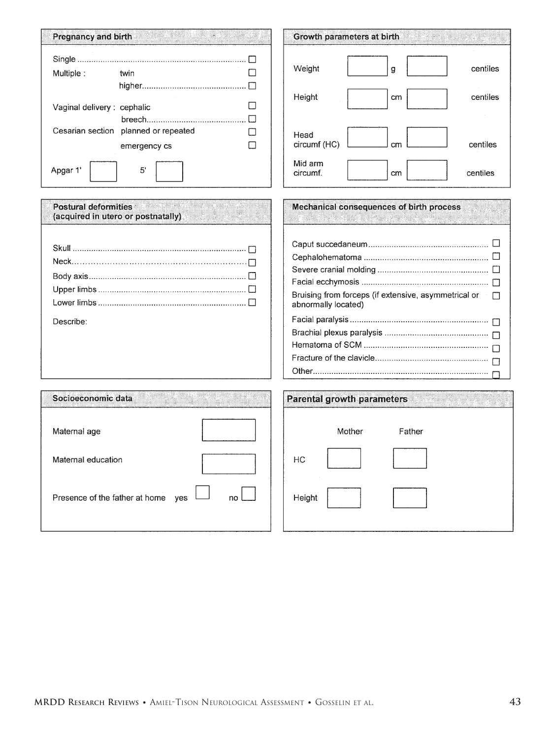## Pregnancy and birth

- Single ☐
- Multiple: twin ☐
- higher ☐
- Vaginal delivery: cephalic ☐
- breech ☐
- Cesarian section planned or repeated ☐
- emergency cs ☐

Apgar 1' ☐ 5' ☐

## Growth parameters at birth

| | | | |
|---|---|---|---|
| Weight | ☐ g | ☐ | centiles |
| Height | ☐ cm | ☐ | centiles |
| Head circumf (HC) | ☐ cm | ☐ | centiles |
| Mid arm circumf. | ☐ cm | ☐ | centiles |

## Postural deformities (acquired in utero or postnatally)

- Skull ☐
- Neck ☐
- Body axis ☐
- Upper limbs ☐
- Lower limbs ☐

Describe:

## Mechanical consequences of birth process

- Caput succedaneum ☐
- Cephalohematoma ☐
- Severe cranial molding ☐
- Facial ecchymosis ☐
- Bruising from forceps (if extensive, asymmetrical or abnormally located) ☐
- Facial paralysis ☐
- Brachial plexus paralysis ☐
- Hematoma of SCM ☐
- Fracture of the clavicle ☐
- Other ☐

## Socioeconomic data

- Maternal age ☐
- Maternal education ☐
- Presence of the father at home yes ☐ no ☐

## Parental growth parameters

| | Mother | Father |
|---|---|---|
| HC | ☐ | ☐ |
| Height | ☐ | ☐ |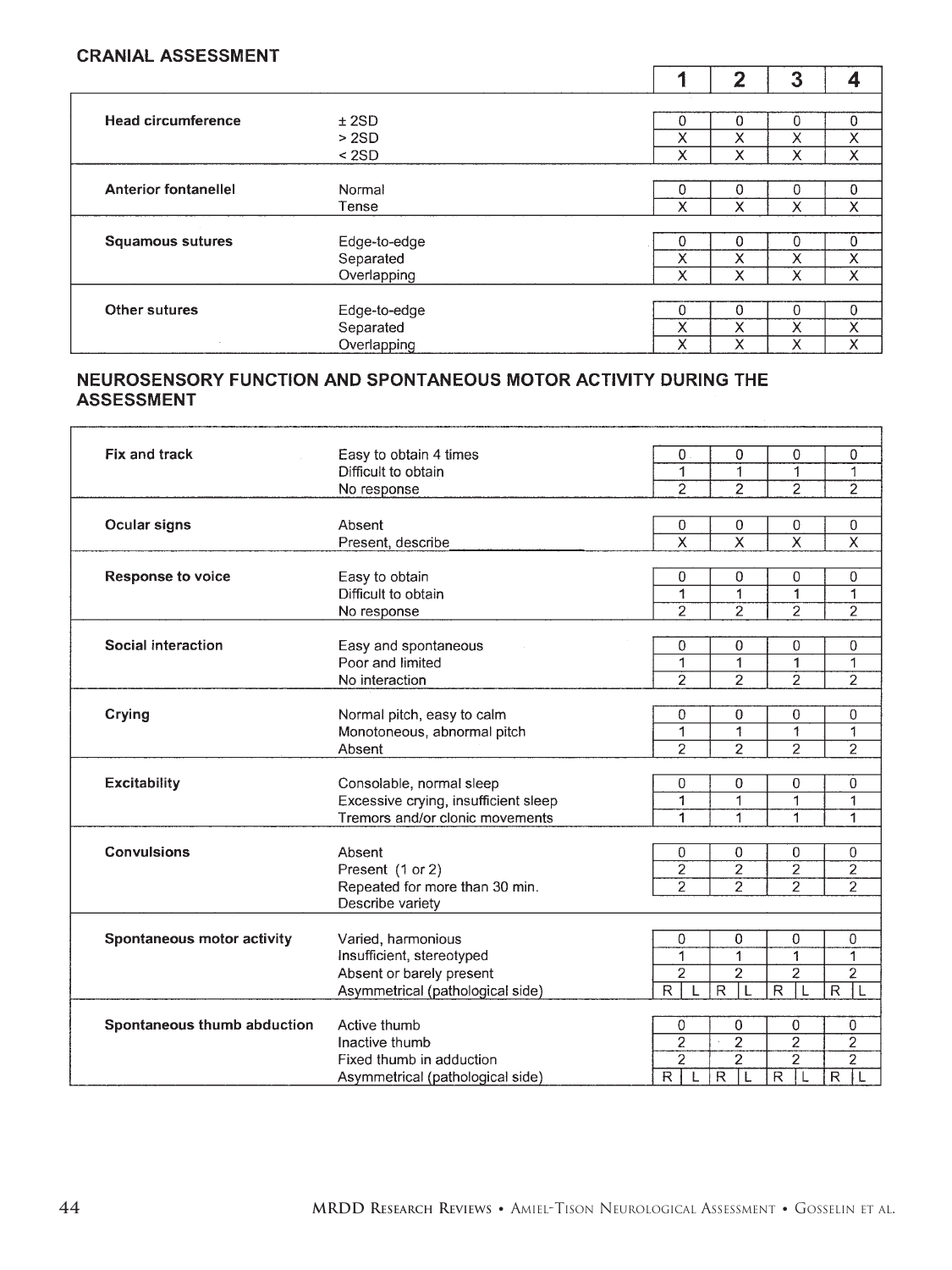## CRANIAL ASSESSMENT

| | | 1 | 2 | 3 | 4 |
|---|---|---|---|---|---|
| **Head circumference** | ± 2SD | 0 | 0 | 0 | 0 |
| | > 2SD | X | X | X | X |
| | < 2SD | X | X | X | X |
| **Anterior fontanellel** | Normal | 0 | 0 | 0 | 0 |
| | Tense | X | X | X | X |
| **Squamous sutures** | Edge-to-edge | 0 | 0 | 0 | 0 |
| | Separated | X | X | X | X |
| | Overlapping | X | X | X | X |
| **Other sutures** | Edge-to-edge | 0 | 0 | 0 | 0 |
| | Separated | X | X | X | X |
| | Overlapping | X | X | X | X |

## NEUROSENSORY FUNCTION AND SPONTANEOUS MOTOR ACTIVITY DURING THE ASSESSMENT

| | | 1 | 2 | 3 | 4 |
|---|---|---|---|---|---|
| **Fix and track** | Easy to obtain 4 times | 0 | 0 | 0 | 0 |
| | Difficult to obtain | 1 | 1 | 1 | 1 |
| | No response | 2 | 2 | 2 | 2 |
| **Ocular signs** | Absent | 0 | 0 | 0 | 0 |
| | Present, describe ______________ | X | X | X | X |
| **Response to voice** | Easy to obtain | 0 | 0 | 0 | 0 |
| | Difficult to obtain | 1 | 1 | 1 | 1 |
| | No response | 2 | 2 | 2 | 2 |
| **Social interaction** | Easy and spontaneous | 0 | 0 | 0 | 0 |
| | Poor and limited | 1 | 1 | 1 | 1 |
| | No interaction | 2 | 2 | 2 | 2 |
| **Crying** | Normal pitch, easy to calm | 0 | 0 | 0 | 0 |
| | Monotoneous, abnormal pitch | 1 | 1 | 1 | 1 |
| | Absent | 2 | 2 | 2 | 2 |
| **Excitability** | Consolable, normal sleep | 0 | 0 | 0 | 0 |
| | Excessive crying, insufficient sleep | 1 | 1 | 1 | 1 |
| | Tremors and/or clonic movements | 1 | 1 | 1 | 1 |
| **Convulsions** | Absent | 0 | 0 | 0 | 0 |
| | Present (1 or 2) | 2 | 2 | 2 | 2 |
| | Repeated for more than 30 min. | 2 | 2 | 2 | 2 |
| | Describe variety | | | | |
| **Spontaneous motor activity** | Varied, harmonious | 0 | 0 | 0 | 0 |
| | Insufficient, stereotyped | 1 | 1 | 1 | 1 |
| | Absent or barely present | 2 | 2 | 2 | 2 |
| | Asymmetrical (pathological side) | R L | R L | R L | R L |
| **Spontaneous thumb abduction** | Active thumb | 0 | 0 | 0 | 0 |
| | Inactive thumb | 2 | 2 | 2 | 2 |
| | Fixed thumb in adduction | 2 | 2 | 2 | 2 |
| | Asymmetrical (pathological side) | R L | R L | R L | R L |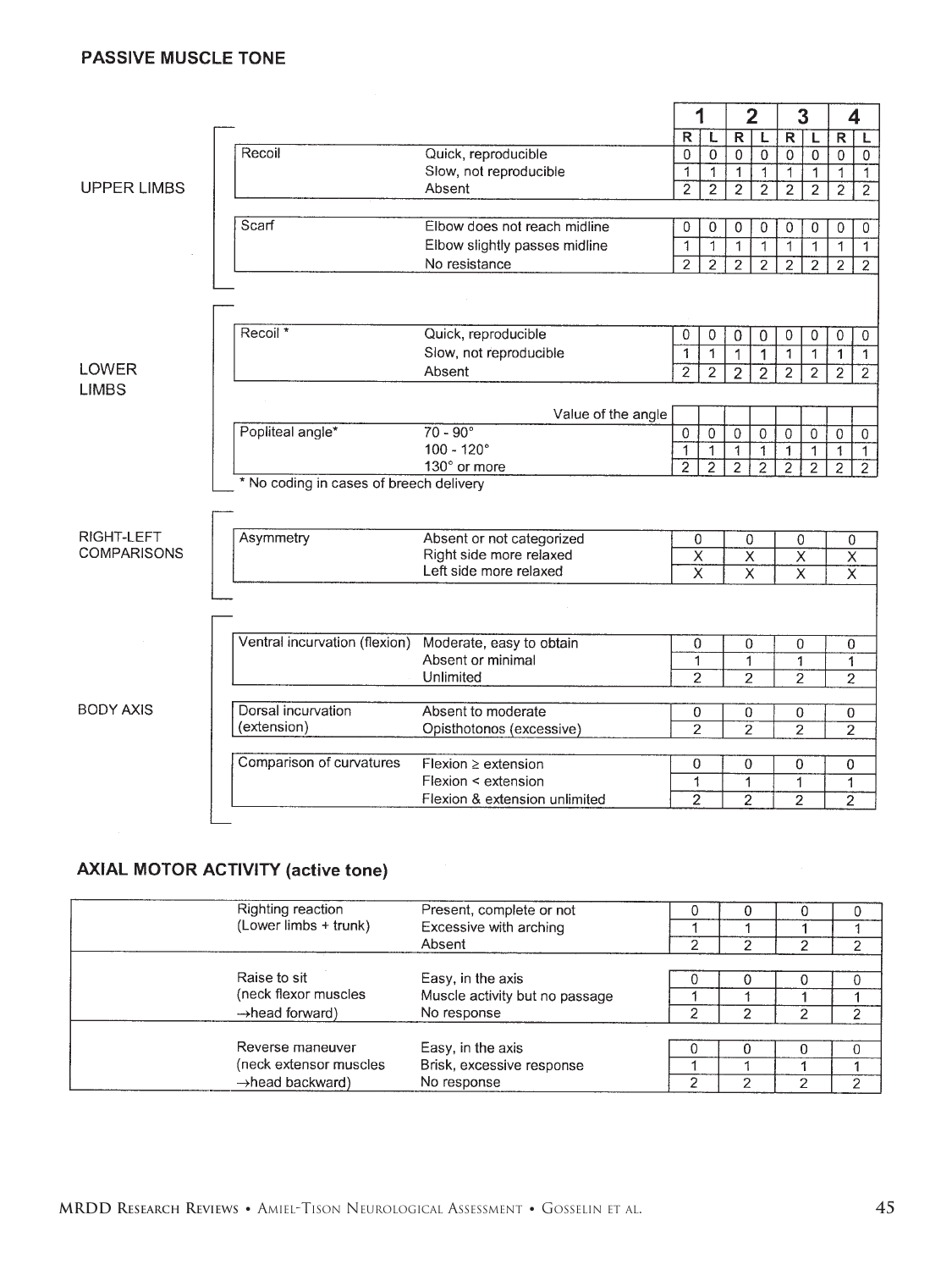## PASSIVE MUSCLE TONE

| | Item | Response | 1 R | 1 L | 2 R | 2 L | 3 R | 3 L | 4 R | 4 L |
|---|---|---|---|---|---|---|---|---|---|---|
| UPPER LIMBS | Recoil | Quick, reproducible | 0 | 0 | 0 | 0 | 0 | 0 | 0 | 0 |
| | | Slow, not reproducible | 1 | 1 | 1 | 1 | 1 | 1 | 1 | 1 |
| | | Absent | 2 | 2 | 2 | 2 | 2 | 2 | 2 | 2 |
| | Scarf | Elbow does not reach midline | 0 | 0 | 0 | 0 | 0 | 0 | 0 | 0 |
| | | Elbow slightly passes midline | 1 | 1 | 1 | 1 | 1 | 1 | 1 | 1 |
| | | No resistance | 2 | 2 | 2 | 2 | 2 | 2 | 2 | 2 |
| LOWER LIMBS | Recoil * | Quick, reproducible | 0 | 0 | 0 | 0 | 0 | 0 | 0 | 0 |
| | | Slow, not reproducible | 1 | 1 | 1 | 1 | 1 | 1 | 1 | 1 |
| | | Absent | 2 | 2 | 2 | 2 | 2 | 2 | 2 | 2 |
| | | Value of the angle | | | | | | | | |
| | Popliteal angle* | 70 - 90° | 0 | 0 | 0 | 0 | 0 | 0 | 0 | 0 |
| | | 100 - 120° | 1 | 1 | 1 | 1 | 1 | 1 | 1 | 1 |
| | | 130° or more | 2 | 2 | 2 | 2 | 2 | 2 | 2 | 2 |

* No coding in cases of breech delivery

| | Item | Response | 1 | 2 | 3 | 4 |
|---|---|---|---|---|---|---|
| RIGHT-LEFT COMPARISONS | Asymmetry | Absent or not categorized | 0 | 0 | 0 | 0 |
| | | Right side more relaxed | X | X | X | X |
| | | Left side more relaxed | X | X | X | X |
| BODY AXIS | Ventral incurvation (flexion) | Moderate, easy to obtain | 0 | 0 | 0 | 0 |
| | | Absent or minimal | 1 | 1 | 1 | 1 |
| | | Unlimited | 2 | 2 | 2 | 2 |
| | Dorsal incurvation (extension) | Absent to moderate | 0 | 0 | 0 | 0 |
| | | Opisthotonos (excessive) | 2 | 2 | 2 | 2 |
| | Comparison of curvatures | Flexion ≥ extension | 0 | 0 | 0 | 0 |
| | | Flexion < extension | 1 | 1 | 1 | 1 |
| | | Flexion & extension unlimited | 2 | 2 | 2 | 2 |

## AXIAL MOTOR ACTIVITY (active tone)

| Item | Response | 1 | 2 | 3 | 4 |
|---|---|---|---|---|---|
| Righting reaction (Lower limbs + trunk) | Present, complete or not | 0 | 0 | 0 | 0 |
| | Excessive with arching | 1 | 1 | 1 | 1 |
| | Absent | 2 | 2 | 2 | 2 |
| Raise to sit (neck flexor muscles →head forward) | Easy, in the axis | 0 | 0 | 0 | 0 |
| | Muscle activity but no passage | 1 | 1 | 1 | 1 |
| | No response | 2 | 2 | 2 | 2 |
| Reverse maneuver (neck extensor muscles →head backward) | Easy, in the axis | 0 | 0 | 0 | 0 |
| | Brisk, excessive response | 1 | 1 | 1 | 1 |
| | No response | 2 | 2 | 2 | 2 |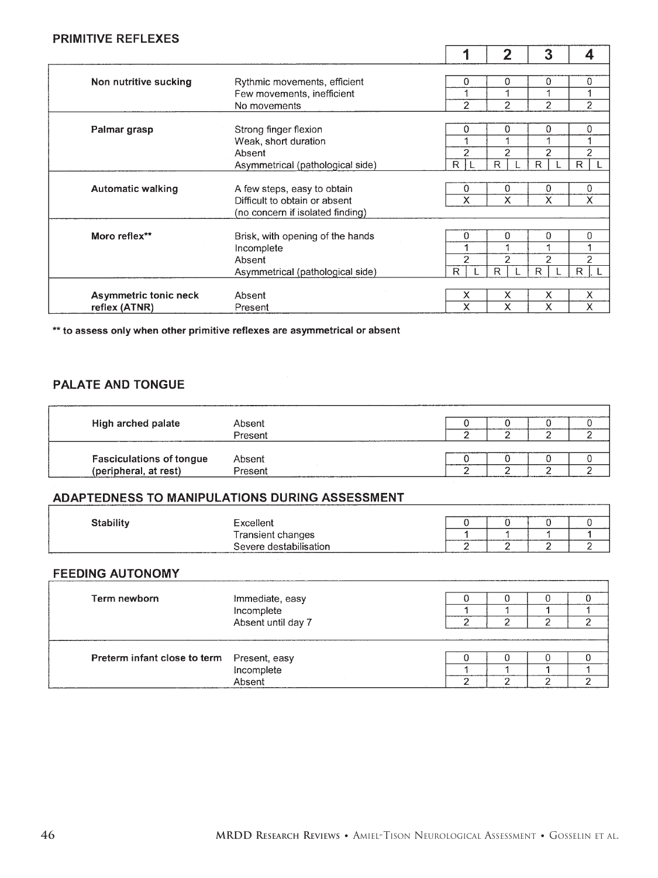## PRIMITIVE REFLEXES

| | | 1 | 2 | 3 | 4 |
|---|---|---|---|---|---|
| **Non nutritive sucking** | Rythmic movements, efficient | 0 | 0 | 0 | 0 |
| | Few movements, inefficient | 1 | 1 | 1 | 1 |
| | No movements | 2 | 2 | 2 | 2 |
| **Palmar grasp** | Strong finger flexion | 0 | 0 | 0 | 0 |
| | Weak, short duration | 1 | 1 | 1 | 1 |
| | Absent | 2 | 2 | 2 | 2 |
| | Asymmetrical (pathological side) | R \| L | R \| L | R \| L | R \| L |
| **Automatic walking** | A few steps, easy to obtain | 0 | 0 | 0 | 0 |
| | Difficult to obtain or absent (no concern if isolated finding) | X | X | X | X |
| **Moro reflex**** | Brisk, with opening of the hands | 0 | 0 | 0 | 0 |
| | Incomplete | 1 | 1 | 1 | 1 |
| | Absent | 2 | 2 | 2 | 2 |
| | Asymmetrical (pathological side) | R \| L | R \| L | R \| L | R \| L |
| **Asymmetric tonic neck reflex (ATNR)** | Absent | X | X | X | X |
| | Present | X | X | X | X |

**** to assess only when other primitive reflexes are asymmetrical or absent**

## PALATE AND TONGUE

| | | | | | |
|---|---|---|---|---|---|
| **High arched palate** | Absent | 0 | 0 | 0 | 0 |
| | Present | 2 | 2 | 2 | 2 |
| **Fasciculations of tongue (peripheral, at rest)** | Absent | 0 | 0 | 0 | 0 |
| | Present | 2 | 2 | 2 | 2 |

## ADAPTEDNESS TO MANIPULATIONS DURING ASSESSMENT

| | | | | | |
|---|---|---|---|---|---|
| **Stability** | Excellent | 0 | 0 | 0 | 0 |
| | Transient changes | 1 | 1 | 1 | 1 |
| | Severe destabilisation | 2 | 2 | 2 | 2 |

## FEEDING AUTONOMY

| | | | | | |
|---|---|---|---|---|---|
| **Term newborn** | Immediate, easy | 0 | 0 | 0 | 0 |
| | Incomplete | 1 | 1 | 1 | 1 |
| | Absent until day 7 | 2 | 2 | 2 | 2 |
| **Preterm infant close to term** | Present, easy | 0 | 0 | 0 | 0 |
| | Incomplete | 1 | 1 | 1 | 1 |
| | Absent | 2 | 2 | 2 | 2 |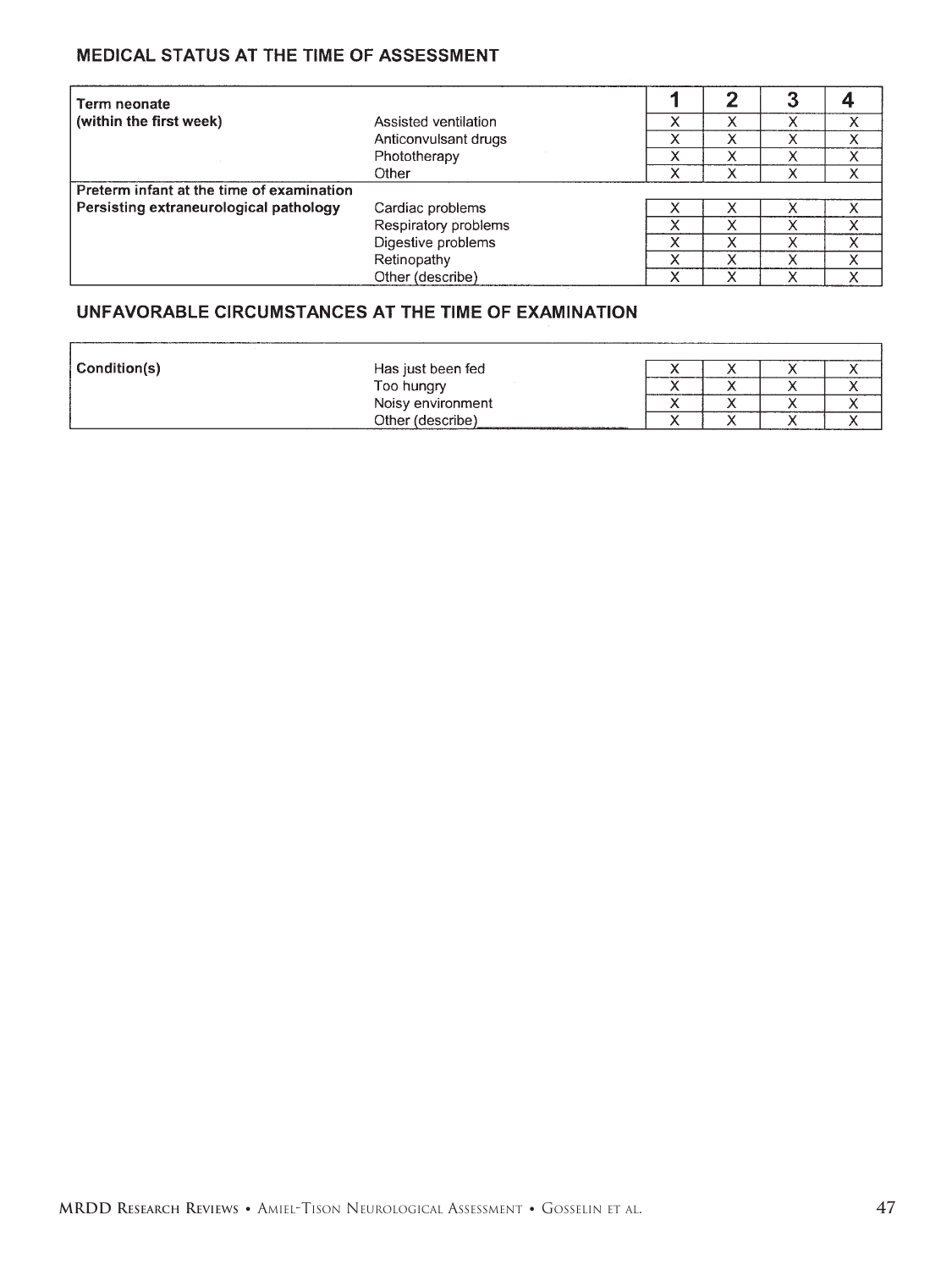## MEDICAL STATUS AT THE TIME OF ASSESSMENT

| | | 1 | 2 | 3 | 4 |
|---|---|---|---|---|---|
| **Term neonate (within the first week)** | Assisted ventilation | X | X | X | X |
| | Anticonvulsant drugs | X | X | X | X |
| | Phototherapy | X | X | X | X |
| | Other | X | X | X | X |
| **Preterm infant at the time of examination** | | | | | |
| **Persisting extraneurological pathology** | Cardiac problems | X | X | X | X |
| | Respiratory problems | X | X | X | X |
| | Digestive problems | X | X | X | X |
| | Retinopathy | X | X | X | X |
| | Other (describe) | X | X | X | X |

## UNFAVORABLE CIRCUMSTANCES AT THE TIME OF EXAMINATION

| | | | | | |
|---|---|---|---|---|---|
| **Condition(s)** | Has just been fed | X | X | X | X |
| | Too hungry | X | X | X | X |
| | Noisy environment | X | X | X | X |
| | Other (describe) | X | X | X | X |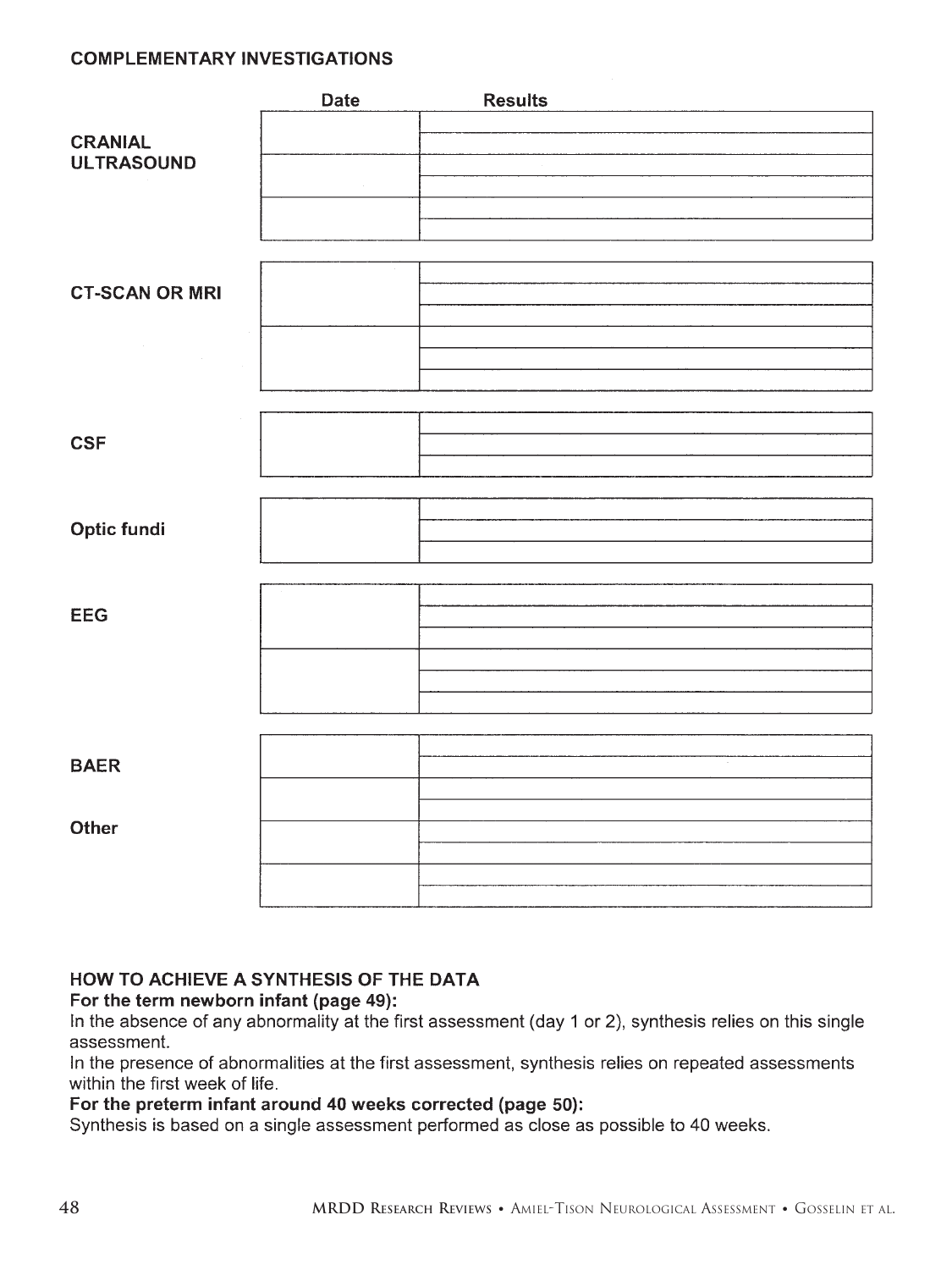**COMPLEMENTARY INVESTIGATIONS**

| | Date | Results |
|---|---|---|
| **CRANIAL ULTRASOUND** | | |
| | | |
| | | |
| **CT-SCAN OR MRI** | | |
| | | |
| **CSF** | | |
| **Optic fundi** | | |
| **EEG** | | |
| | | |
| **BAER** | | |
| | | |
| **Other** | | |
| | | |

**HOW TO ACHIEVE A SYNTHESIS OF THE DATA**

**For the term newborn infant (page 49):**

In the absence of any abnormality at the first assessment (day 1 or 2), synthesis relies on this single assessment.

In the presence of abnormalities at the first assessment, synthesis relies on repeated assessments within the first week of life.

**For the preterm infant around 40 weeks corrected (page 50):**

Synthesis is based on a single assessment performed as close as possible to 40 weeks.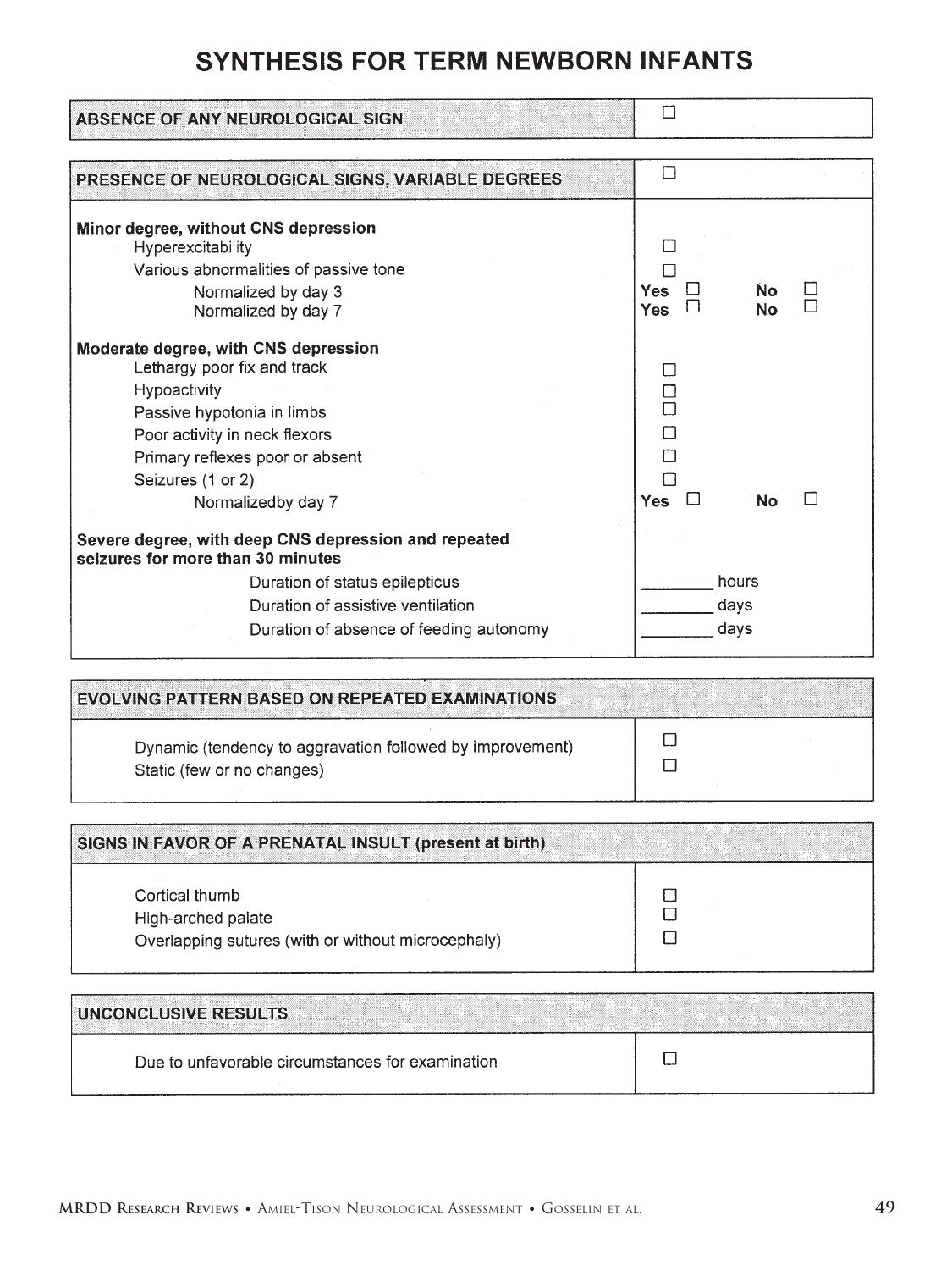# SYNTHESIS FOR TERM NEWBORN INFANTS

| ABSENCE OF ANY NEUROLOGICAL SIGN | ☐ |
|---|---|

| PRESENCE OF NEUROLOGICAL SIGNS, VARIABLE DEGREES | ☐ | |
|---|---|---|
| **Minor degree, without CNS depression** | | |
| Hyperexcitability | ☐ | |
| Various abnormalities of passive tone | ☐ | |
| Normalized by day 3 | **Yes** ☐ | **No** ☐ |
| Normalized by day 7 | **Yes** ☐ | **No** ☐ |
| **Moderate degree, with CNS depression** | | |
| Lethargy poor fix and track | ☐ | |
| Hypoactivity | ☐ | |
| Passive hypotonia in limbs | ☐ | |
| Poor activity in neck flexors | ☐ | |
| Primary reflexes poor or absent | ☐ | |
| Seizures (1 or 2) | ☐ | |
| Normalizedby day 7 | **Yes** ☐ | **No** ☐ |
| **Severe degree, with deep CNS depression and repeated seizures for more than 30 minutes** | | |
| Duration of status epilepticus | ________ hours | |
| Duration of assistive ventilation | ________ days | |
| Duration of absence of feeding autonomy | ________ days | |

| EVOLVING PATTERN BASED ON REPEATED EXAMINATIONS | |
|---|---|
| Dynamic (tendency to aggravation followed by improvement) | ☐ |
| Static (few or no changes) | ☐ |

| SIGNS IN FAVOR OF A PRENATAL INSULT (present at birth) | |
|---|---|
| Cortical thumb | ☐ |
| High-arched palate | ☐ |
| Overlapping sutures (with or without microcephaly) | ☐ |

| UNCONCLUSIVE RESULTS | |
|---|---|
| Due to unfavorable circumstances for examination | ☐ |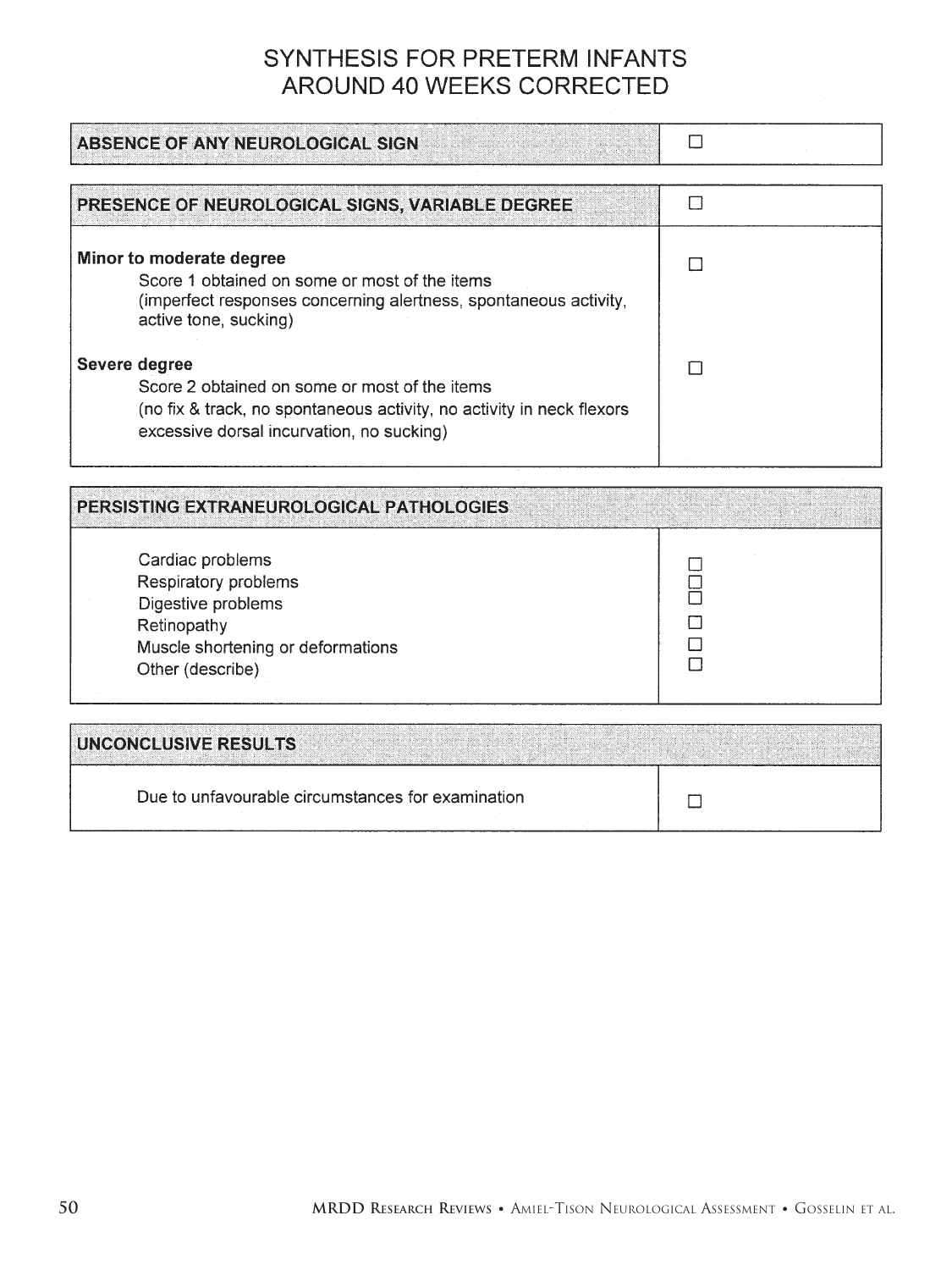# SYNTHESIS FOR PRETERM INFANTS AROUND 40 WEEKS CORRECTED

| ABSENCE OF ANY NEUROLOGICAL SIGN | ☐ |
|---|---|

| PRESENCE OF NEUROLOGICAL SIGNS, VARIABLE DEGREE | ☐ |
|---|---|
| **Minor to moderate degree**<br>Score 1 obtained on some or most of the items<br>(imperfect responses concerning alertness, spontaneous activity, active tone, sucking) | ☐ |
| **Severe degree**<br>Score 2 obtained on some or most of the items<br>(no fix & track, no spontaneous activity, no activity in neck flexors excessive dorsal incurvation, no sucking) | ☐ |

| PERSISTING EXTRANEUROLOGICAL PATHOLOGIES | |
|---|---|
| Cardiac problems | ☐ |
| Respiratory problems | ☐ |
| Digestive problems | ☐ |
| Retinopathy | ☐ |
| Muscle shortening or deformations | ☐ |
| Other (describe) | ☐ |

| UNCONCLUSIVE RESULTS | |
|---|---|
| Due to unfavourable circumstances for examination | ☐ |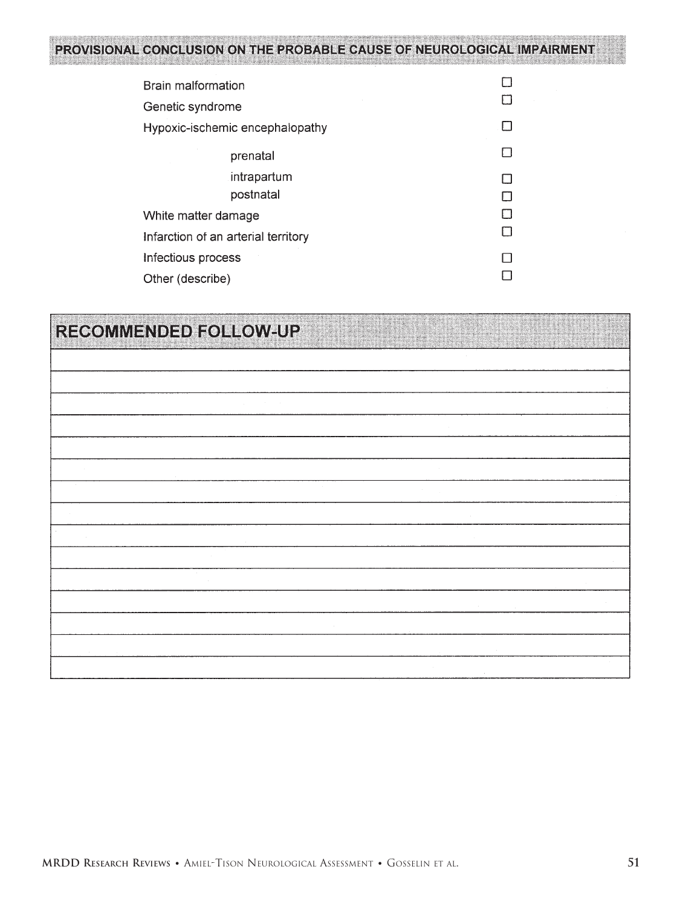## PROVISIONAL CONCLUSION ON THE PROBABLE CAUSE OF NEUROLOGICAL IMPAIRMENT

| | |
|---|---|
| Brain malformation | ☐ |
| Genetic syndrome | ☐ |
| Hypoxic-ischemic encephalopathy | ☐ |
| prenatal | ☐ |
| intrapartum | ☐ |
| postnatal | ☐ |
| White matter damage | ☐ |
| Infarction of an arterial territory | ☐ |
| Infectious process | ☐ |
| Other (describe) | ☐ |

## RECOMMENDED FOLLOW-UP

| |
|---|
| |
| |
| |
| |
| |
| |
| |
| |
| |
| |
| |
| |
| |
| |
| |